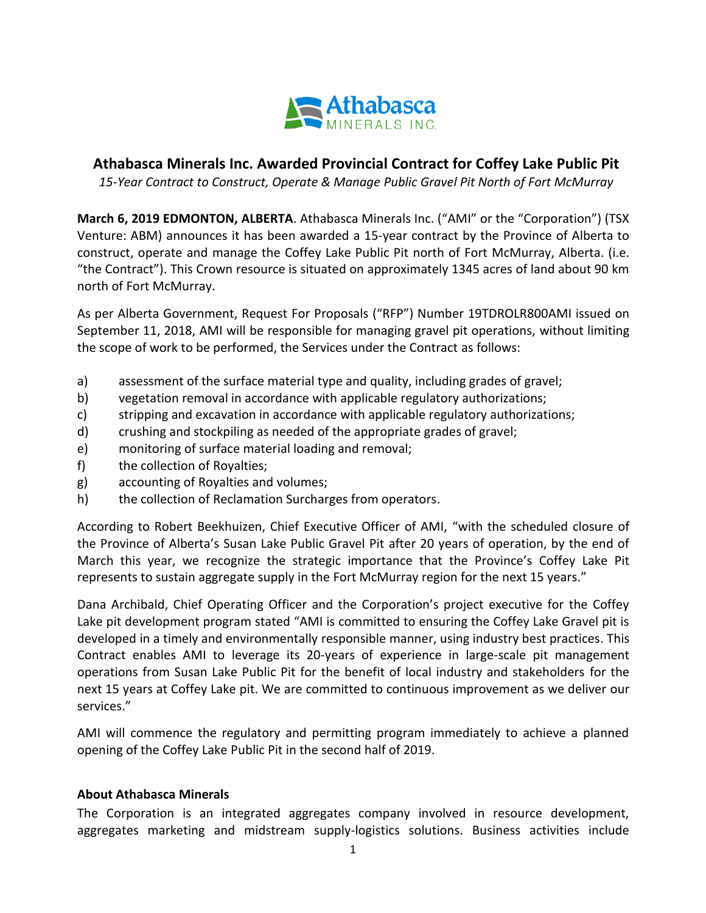# Athabasca Minerals Inc. Awarded Provincial Contract for Coffey Lake Public Pit

*15-Year Contract to Construct, Operate & Manage Public Gravel Pit North of Fort McMurray*

**March 6, 2019 EDMONTON, ALBERTA**. Athabasca Minerals Inc. ("AMI" or the "Corporation") (TSX Venture: ABM) announces it has been awarded a 15-year contract by the Province of Alberta to construct, operate and manage the Coffey Lake Public Pit north of Fort McMurray, Alberta. (i.e. "the Contract"). This Crown resource is situated on approximately 1345 acres of land about 90 km north of Fort McMurray.

As per Alberta Government, Request For Proposals ("RFP") Number 19TDROLR800AMI issued on September 11, 2018, AMI will be responsible for managing gravel pit operations, without limiting the scope of work to be performed, the Services under the Contract as follows:

a) assessment of the surface material type and quality, including grades of gravel;
b) vegetation removal in accordance with applicable regulatory authorizations;
c) stripping and excavation in accordance with applicable regulatory authorizations;
d) crushing and stockpiling as needed of the appropriate grades of gravel;
e) monitoring of surface material loading and removal;
f) the collection of Royalties;
g) accounting of Royalties and volumes;
h) the collection of Reclamation Surcharges from operators.

According to Robert Beekhuizen, Chief Executive Officer of AMI, "with the scheduled closure of the Province of Alberta's Susan Lake Public Gravel Pit after 20 years of operation, by the end of March this year, we recognize the strategic importance that the Province's Coffey Lake Pit represents to sustain aggregate supply in the Fort McMurray region for the next 15 years."

Dana Archibald, Chief Operating Officer and the Corporation's project executive for the Coffey Lake pit development program stated "AMI is committed to ensuring the Coffey Lake Gravel pit is developed in a timely and environmentally responsible manner, using industry best practices. This Contract enables AMI to leverage its 20-years of experience in large-scale pit management operations from Susan Lake Public Pit for the benefit of local industry and stakeholders for the next 15 years at Coffey Lake pit. We are committed to continuous improvement as we deliver our services."

AMI will commence the regulatory and permitting program immediately to achieve a planned opening of the Coffey Lake Public Pit in the second half of 2019.

## About Athabasca Minerals

The Corporation is an integrated aggregates company involved in resource development, aggregates marketing and midstream supply-logistics solutions. Business activities include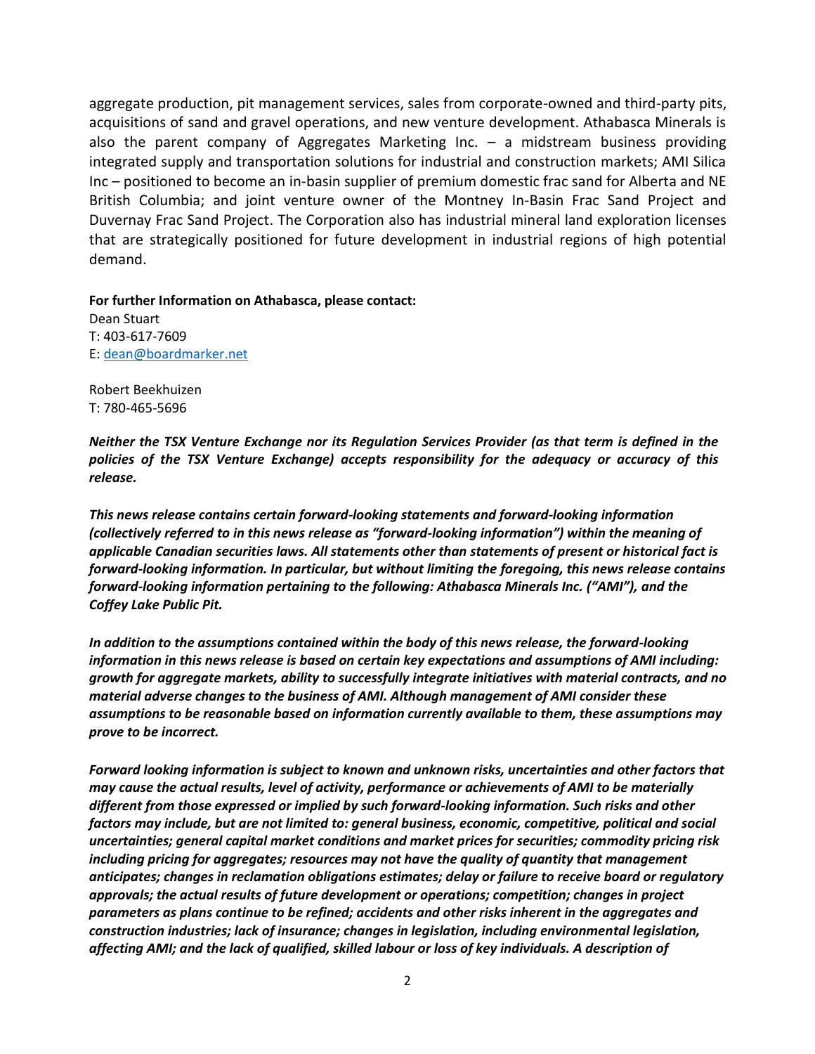aggregate production, pit management services, sales from corporate-owned and third-party pits, acquisitions of sand and gravel operations, and new venture development. Athabasca Minerals is also the parent company of Aggregates Marketing Inc. – a midstream business providing integrated supply and transportation solutions for industrial and construction markets; AMI Silica Inc – positioned to become an in-basin supplier of premium domestic frac sand for Alberta and NE British Columbia; and joint venture owner of the Montney In-Basin Frac Sand Project and Duvernay Frac Sand Project. The Corporation also has industrial mineral land exploration licenses that are strategically positioned for future development in industrial regions of high potential demand.

**For further Information on Athabasca, please contact:**
Dean Stuart
T: 403-617-7609
E: dean@boardmarker.net

Robert Beekhuizen
T: 780-465-5696

***Neither the TSX Venture Exchange nor its Regulation Services Provider (as that term is defined in the policies of the TSX Venture Exchange) accepts responsibility for the adequacy or accuracy of this release.***

***This news release contains certain forward-looking statements and forward-looking information (collectively referred to in this news release as "forward-looking information") within the meaning of applicable Canadian securities laws. All statements other than statements of present or historical fact is forward-looking information. In particular, but without limiting the foregoing, this news release contains forward-looking information pertaining to the following: Athabasca Minerals Inc. ("AMI"), and the Coffey Lake Public Pit.***

***In addition to the assumptions contained within the body of this news release, the forward-looking information in this news release is based on certain key expectations and assumptions of AMI including: growth for aggregate markets, ability to successfully integrate initiatives with material contracts, and no material adverse changes to the business of AMI. Although management of AMI consider these assumptions to be reasonable based on information currently available to them, these assumptions may prove to be incorrect.***

***Forward looking information is subject to known and unknown risks, uncertainties and other factors that may cause the actual results, level of activity, performance or achievements of AMI to be materially different from those expressed or implied by such forward-looking information. Such risks and other factors may include, but are not limited to: general business, economic, competitive, political and social uncertainties; general capital market conditions and market prices for securities; commodity pricing risk including pricing for aggregates; resources may not have the quality of quantity that management anticipates; changes in reclamation obligations estimates; delay or failure to receive board or regulatory approvals; the actual results of future development or operations; competition; changes in project parameters as plans continue to be refined; accidents and other risks inherent in the aggregates and construction industries; lack of insurance; changes in legislation, including environmental legislation, affecting AMI; and the lack of qualified, skilled labour or loss of key individuals. A description of***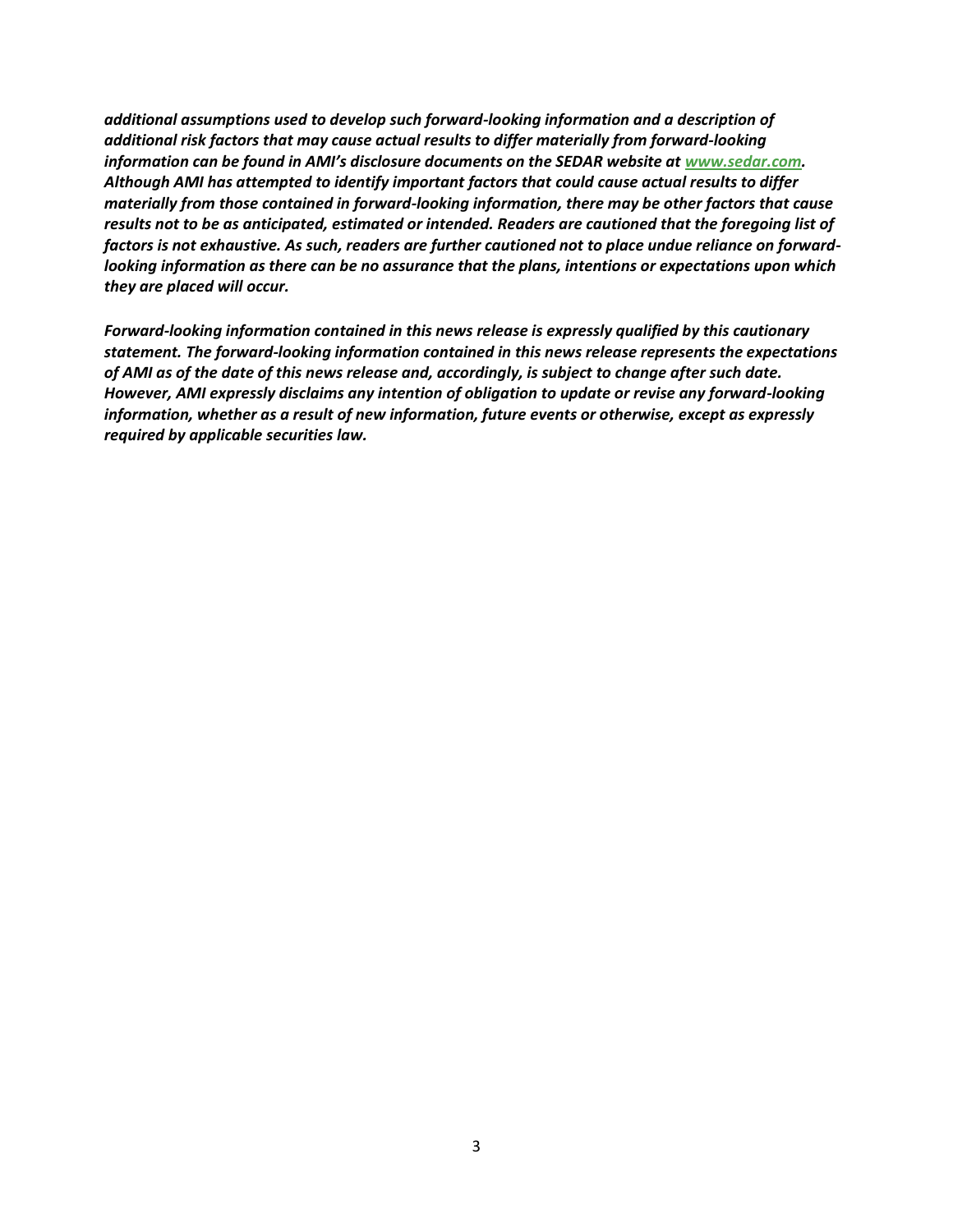*additional assumptions used to develop such forward-looking information and a description of additional risk factors that may cause actual results to differ materially from forward-looking information can be found in AMI's disclosure documents on the SEDAR website at [www.sedar.com](www.sedar.com). Although AMI has attempted to identify important factors that could cause actual results to differ materially from those contained in forward-looking information, there may be other factors that cause results not to be as anticipated, estimated or intended. Readers are cautioned that the foregoing list of factors is not exhaustive. As such, readers are further cautioned not to place undue reliance on forward-looking information as there can be no assurance that the plans, intentions or expectations upon which they are placed will occur.*

***Forward-looking information contained in this news release is expressly qualified by this cautionary statement. The forward-looking information contained in this news release represents the expectations of AMI as of the date of this news release and, accordingly, is subject to change after such date. However, AMI expressly disclaims any intention of obligation to update or revise any forward-looking information, whether as a result of new information, future events or otherwise, except as expressly required by applicable securities law.***